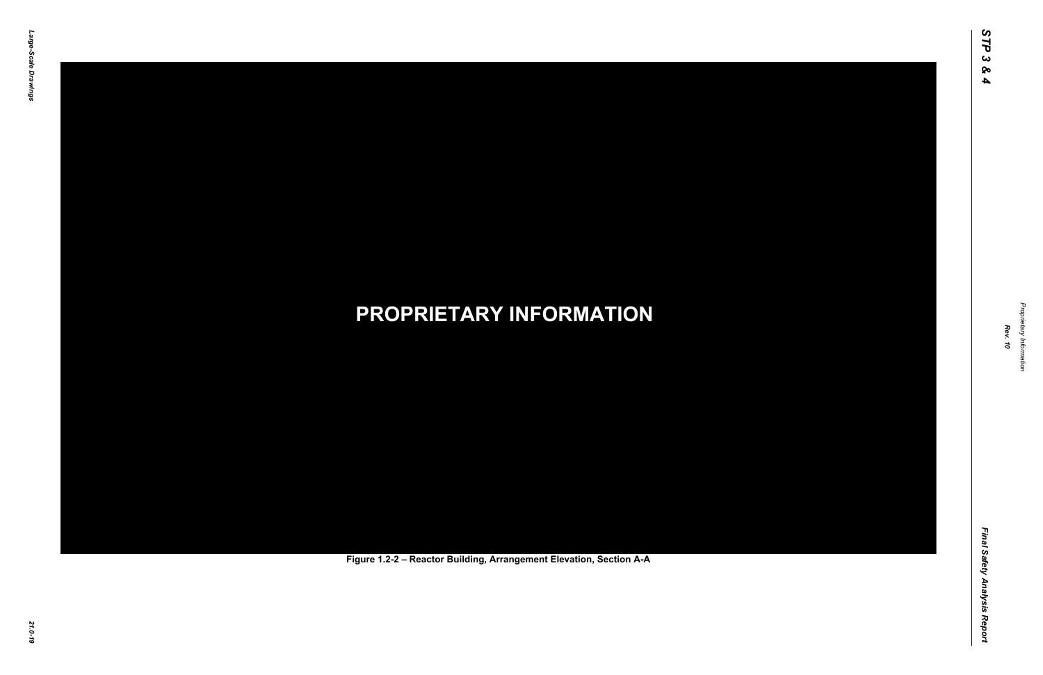PROPRIETARY INFORMATION

Figure 1.2-2 – Reactor Building, Arrangement Elevation, Section A-A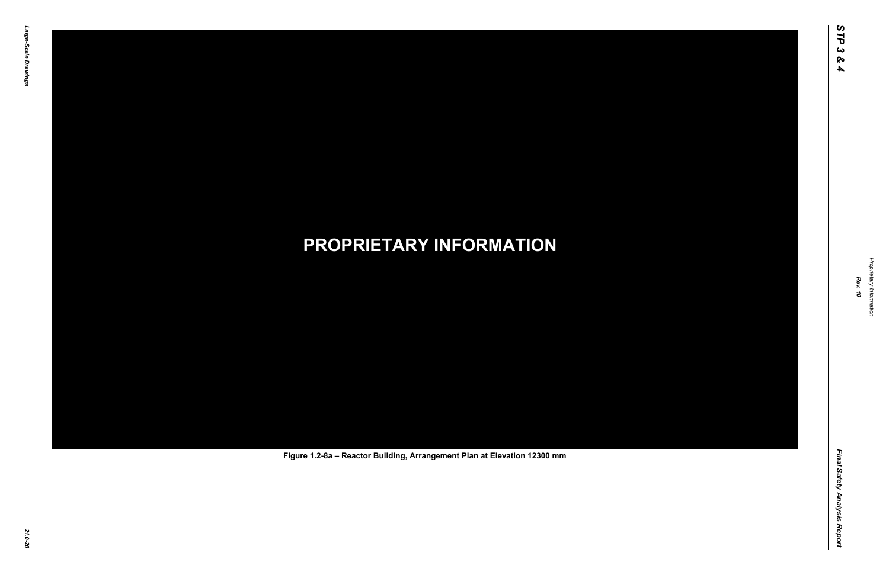**PROPRIETARY INFORMATION**

**Figure 1.2-8a – Reactor Building, Arrangement Plan at Elevation 12300 mm**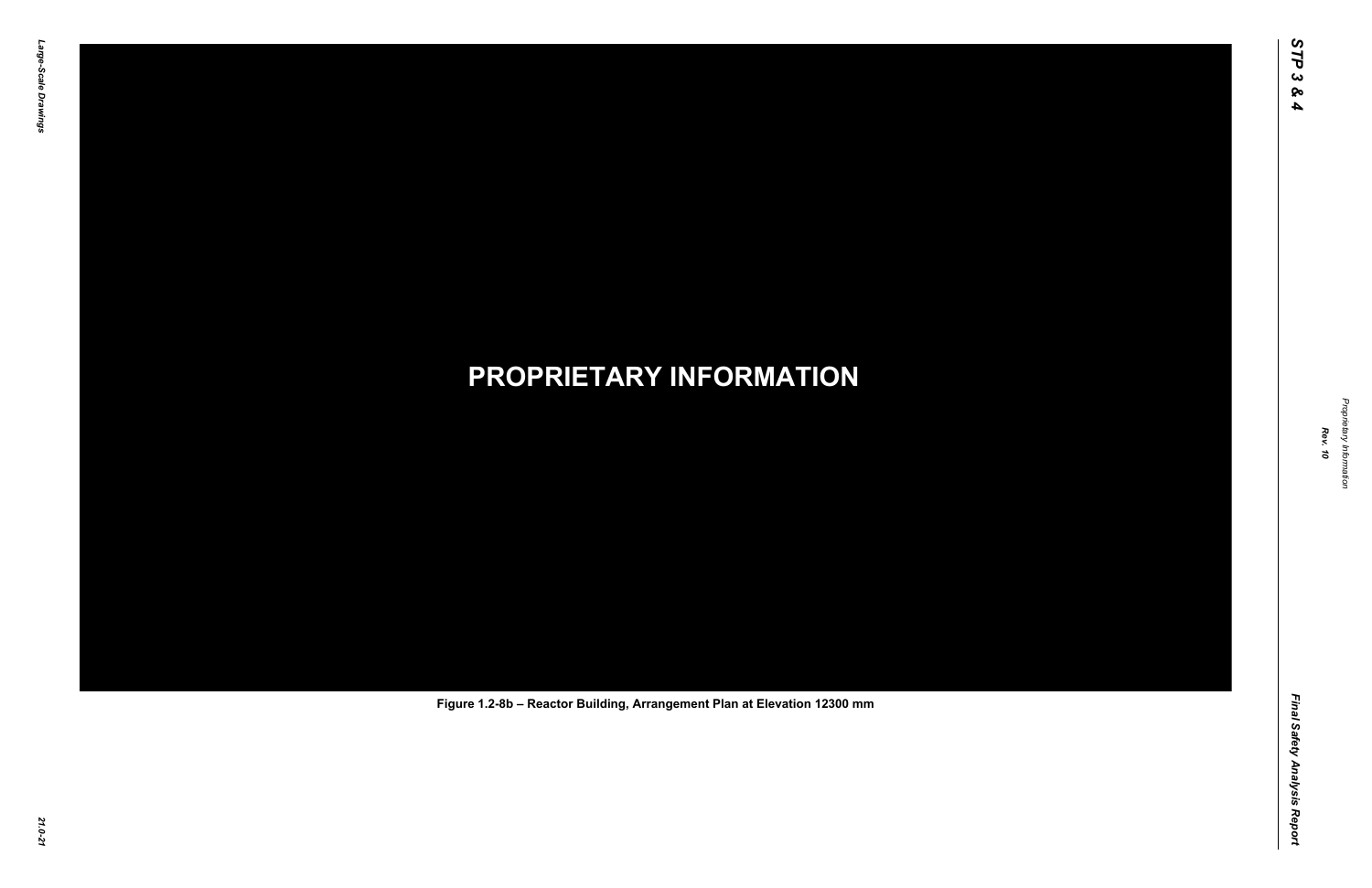**PROPRIETARY INFORMATION**

**Figure 1.2-8b – Reactor Building, Arrangement Plan at Elevation 12300 mm**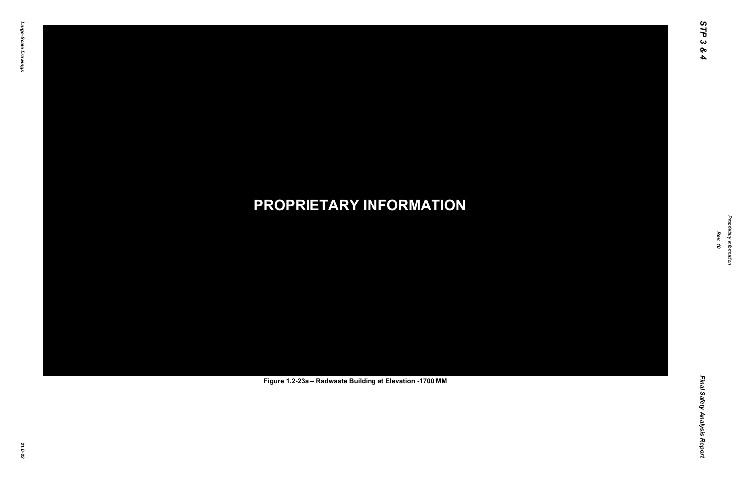**PROPRIETARY INFORMATION**

Figure 1.2-23a – Radwaste Building at Elevation -1700 MM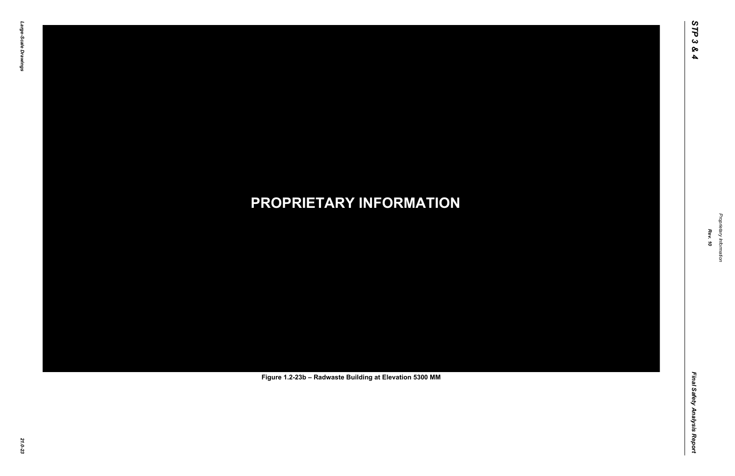**PROPRIETARY INFORMATION**

Figure 1.2-23b – Radwaste Building at Elevation 5300 MM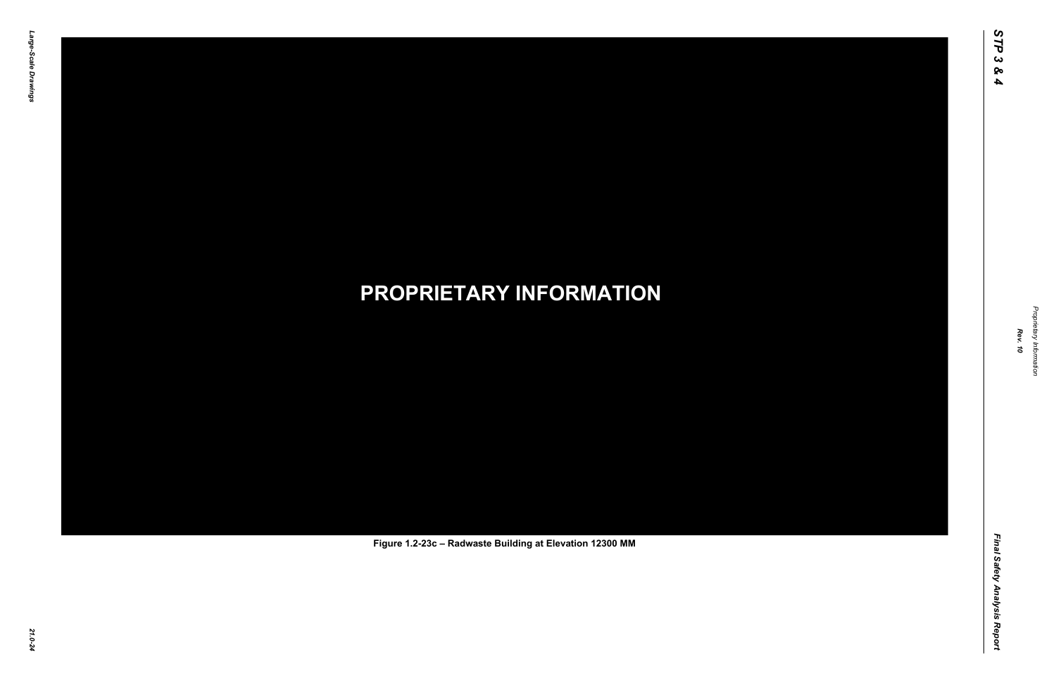**PROPRIETARY INFORMATION**

**Figure 1.2-23c – Radwaste Building at Elevation 12300 MM**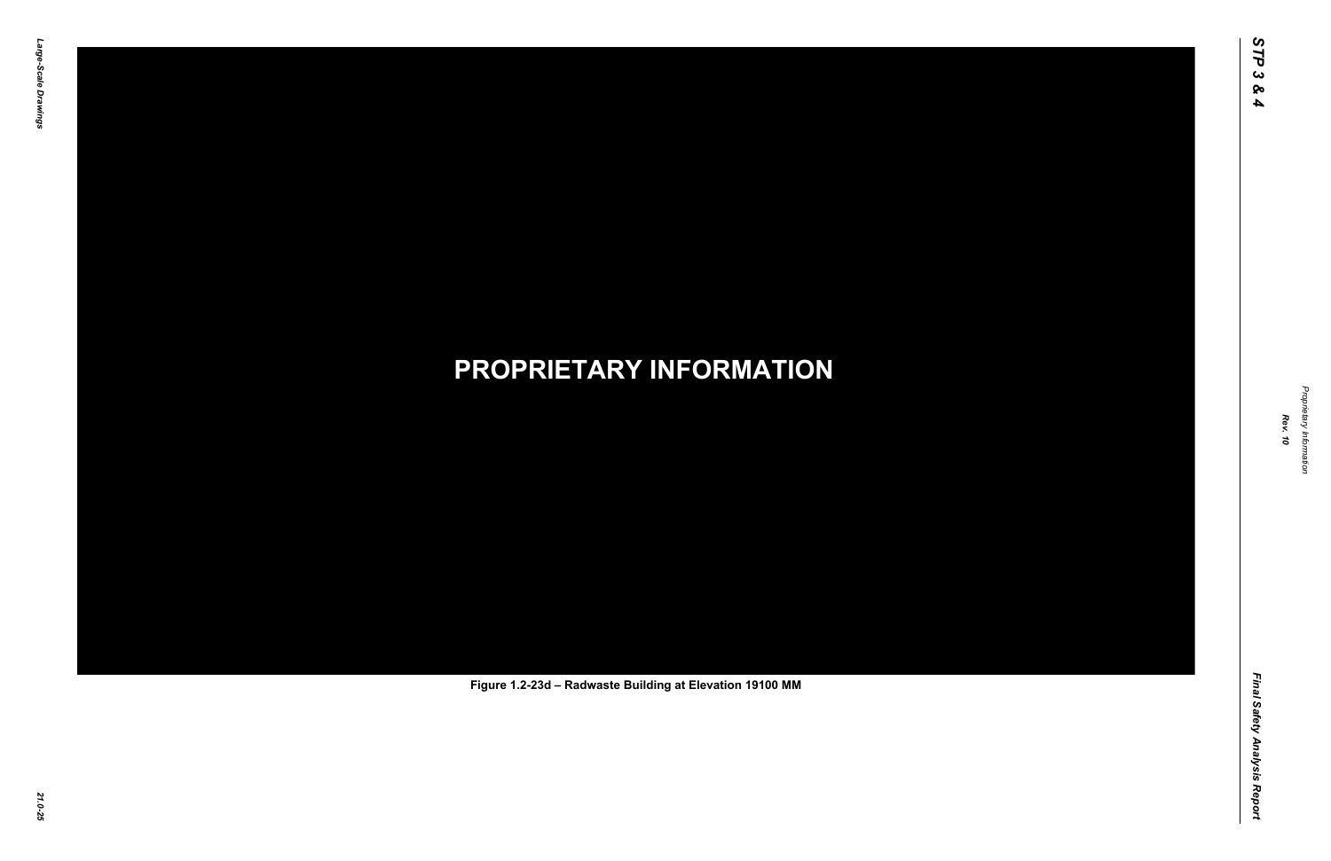**PROPRIETARY INFORMATION**

Figure 1.2-23d – Radwaste Building at Elevation 19100 MM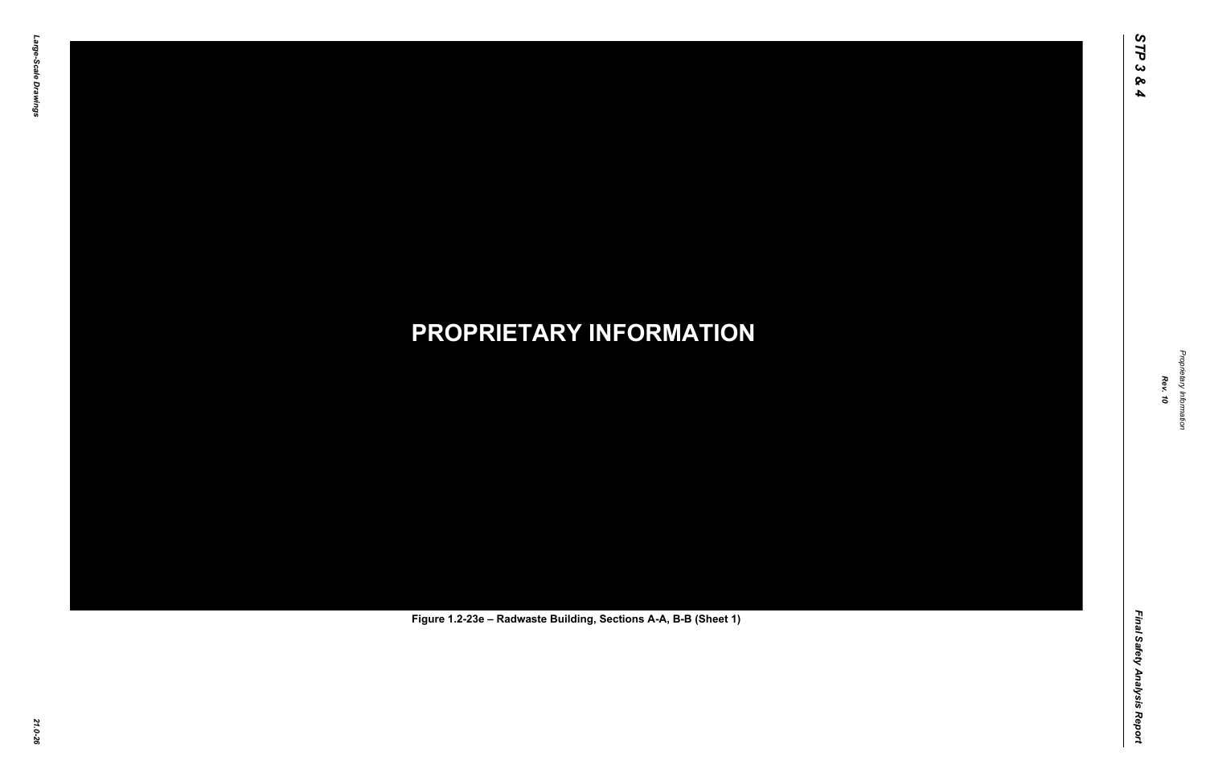**PROPRIETARY INFORMATION**

Figure 1.2-23e – Radwaste Building, Sections A-A, B-B (Sheet 1)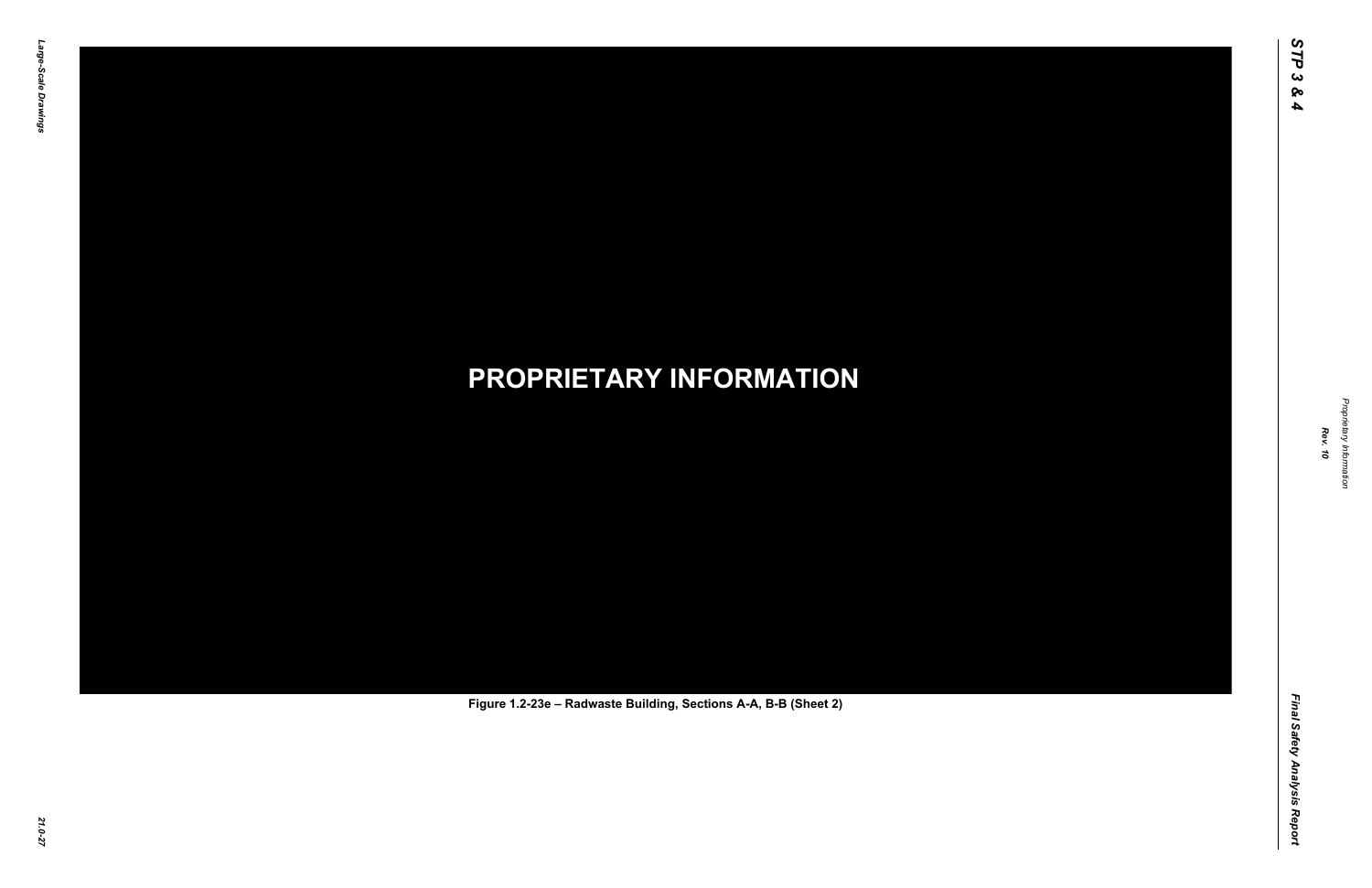**PROPRIETARY INFORMATION**

Figure 1.2-23e – Radwaste Building, Sections A-A, B-B (Sheet 2)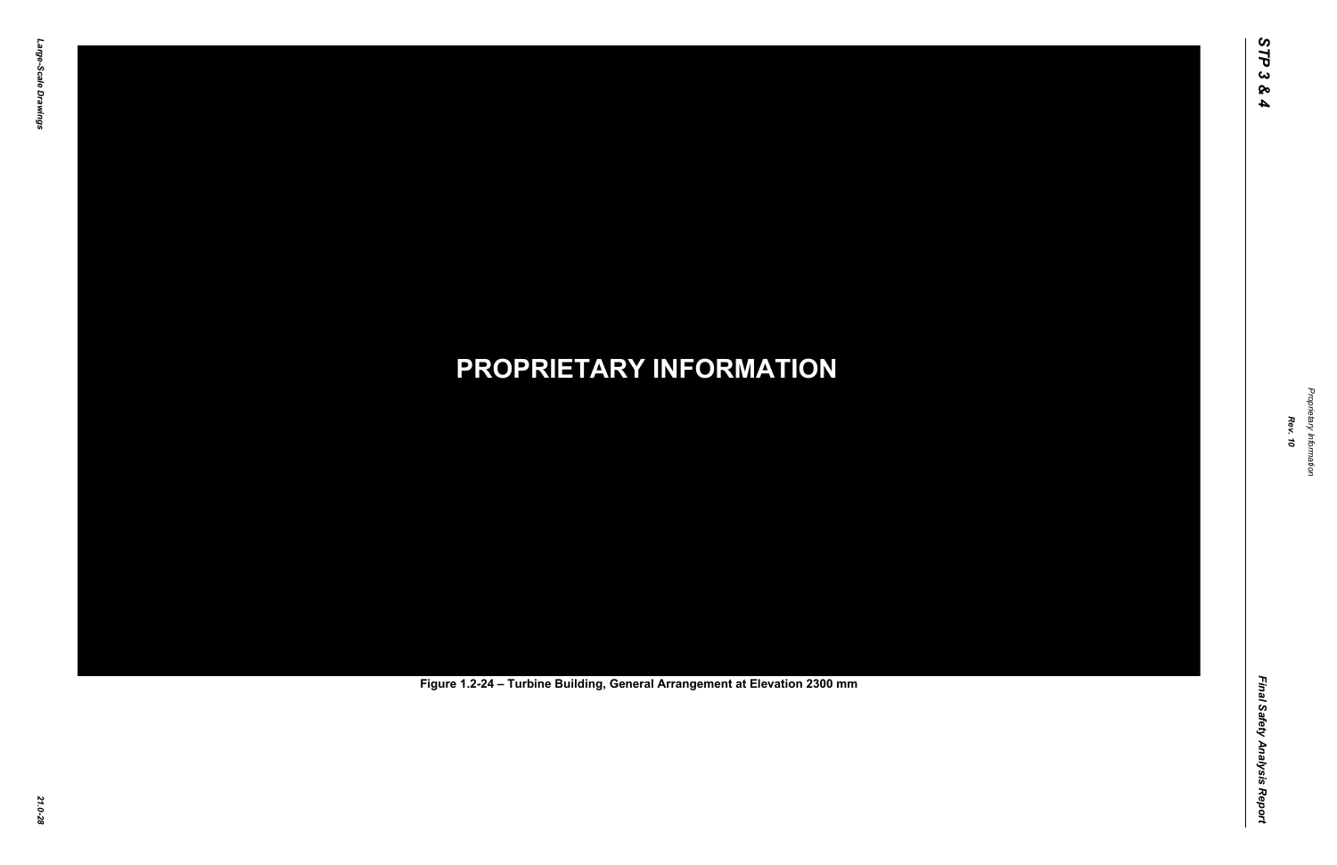PROPRIETARY INFORMATION

Figure 1.2-24 – Turbine Building, General Arrangement at Elevation 2300 mm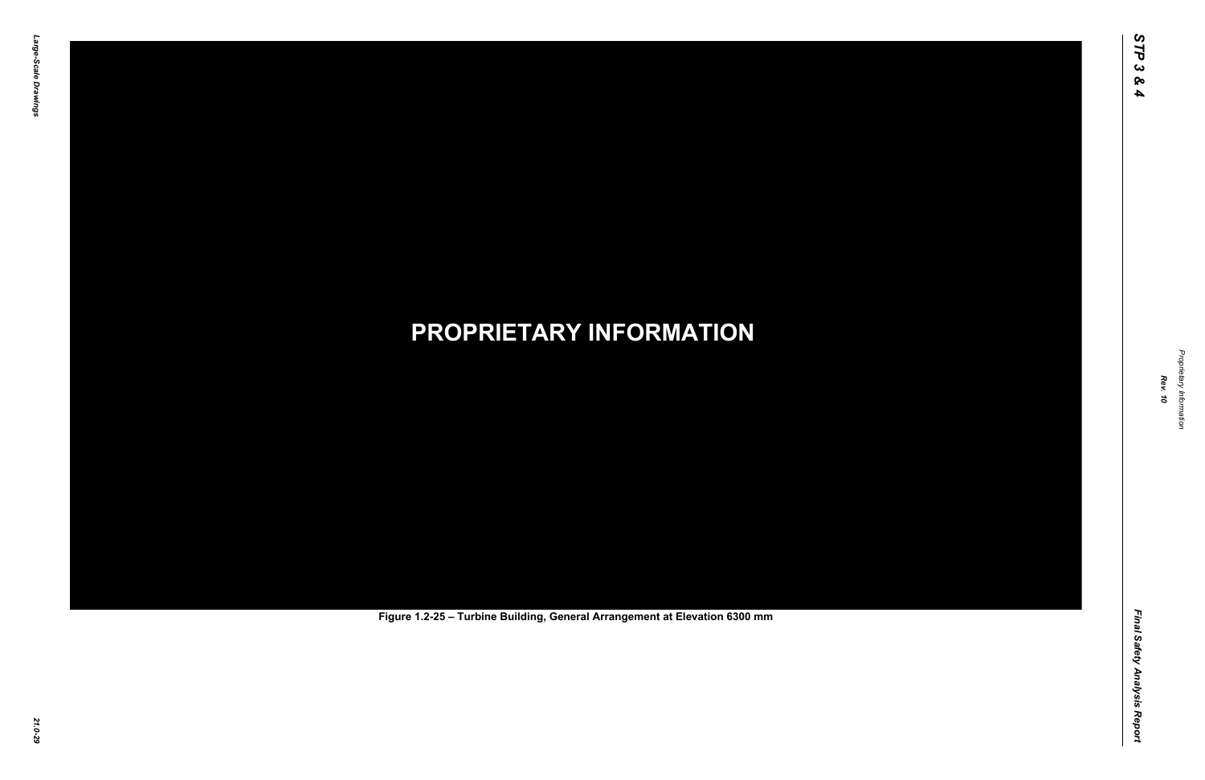**PROPRIETARY INFORMATION**

Figure 1.2-25 – Turbine Building, General Arrangement at Elevation 6300 mm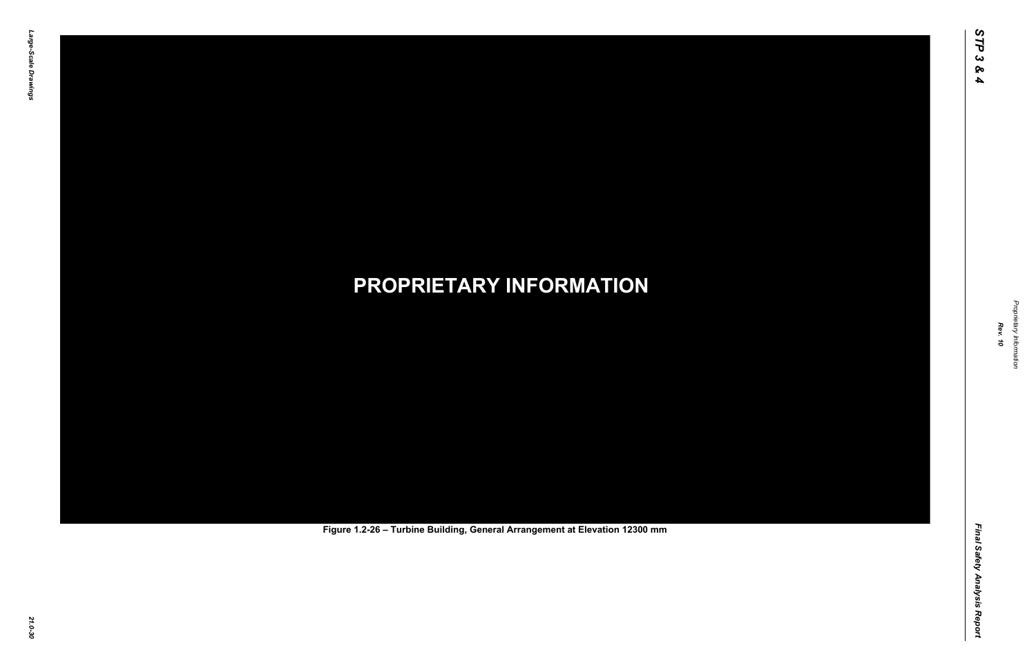**PROPRIETARY INFORMATION**

Figure 1.2-26 – Turbine Building, General Arrangement at Elevation 12300 mm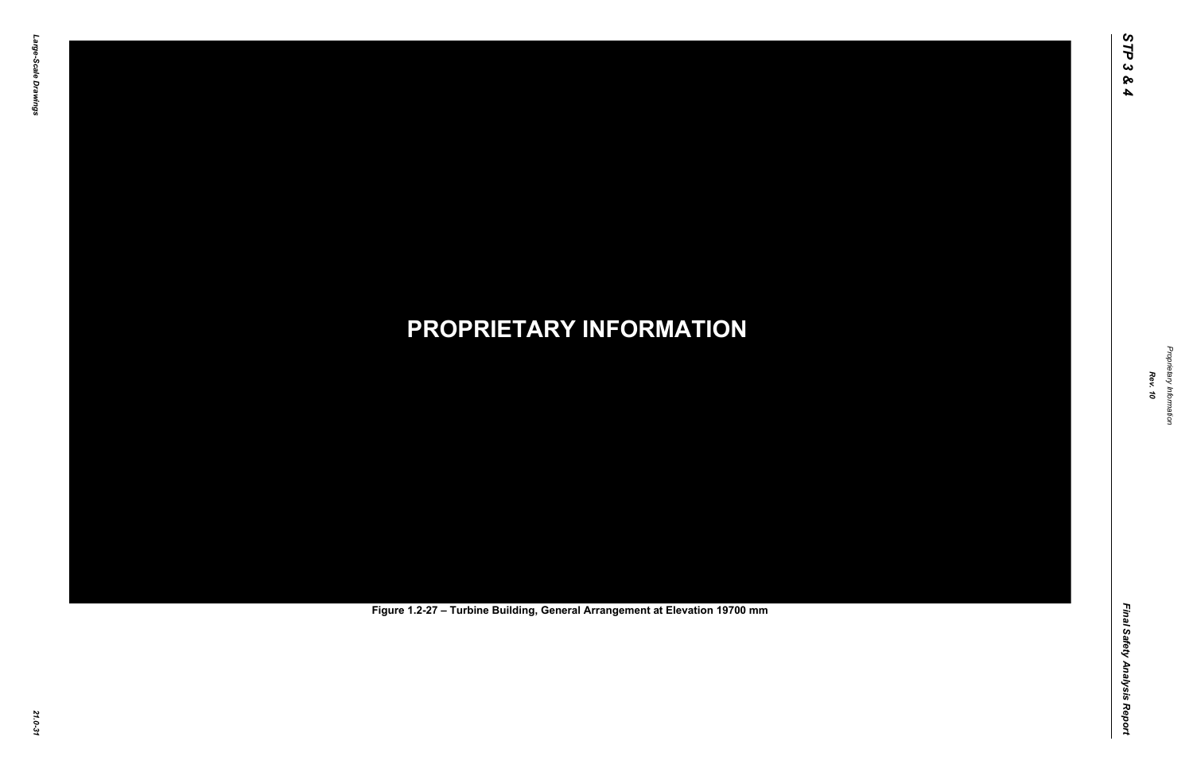**PROPRIETARY INFORMATION**

Figure 1.2-27 – Turbine Building, General Arrangement at Elevation 19700 mm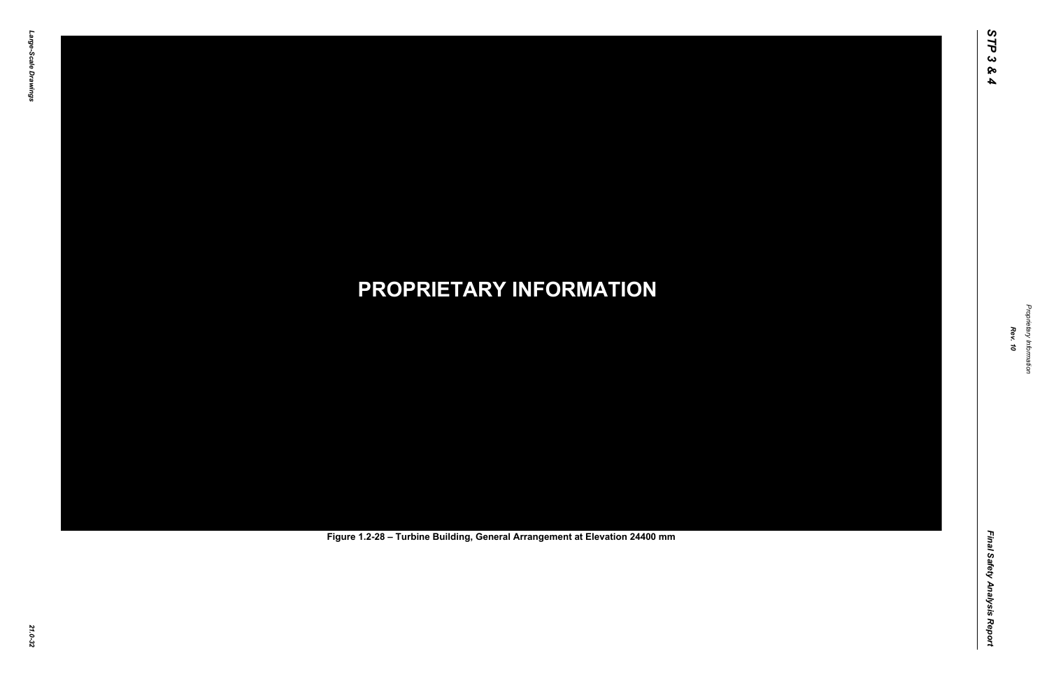PROPRIETARY INFORMATION

Figure 1.2-28 – Turbine Building, General Arrangement at Elevation 24400 mm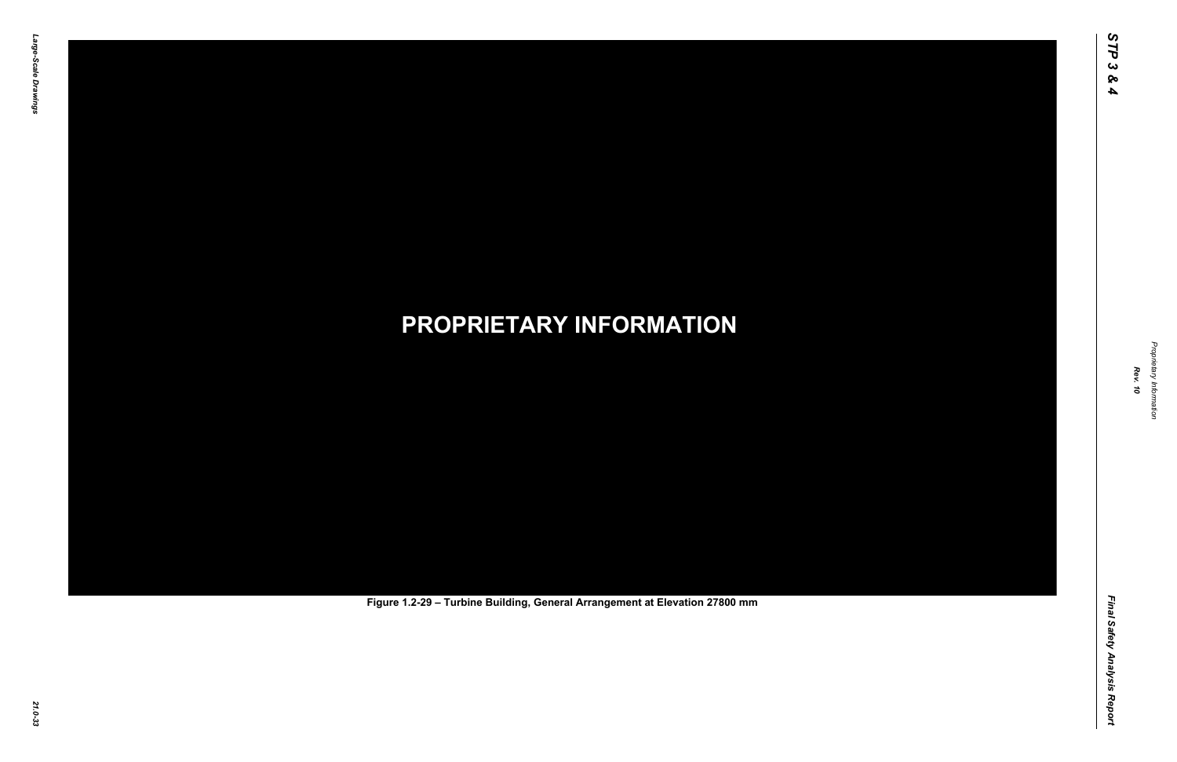**PROPRIETARY INFORMATION**

Figure 1.2-29 – Turbine Building, General Arrangement at Elevation 27800 mm